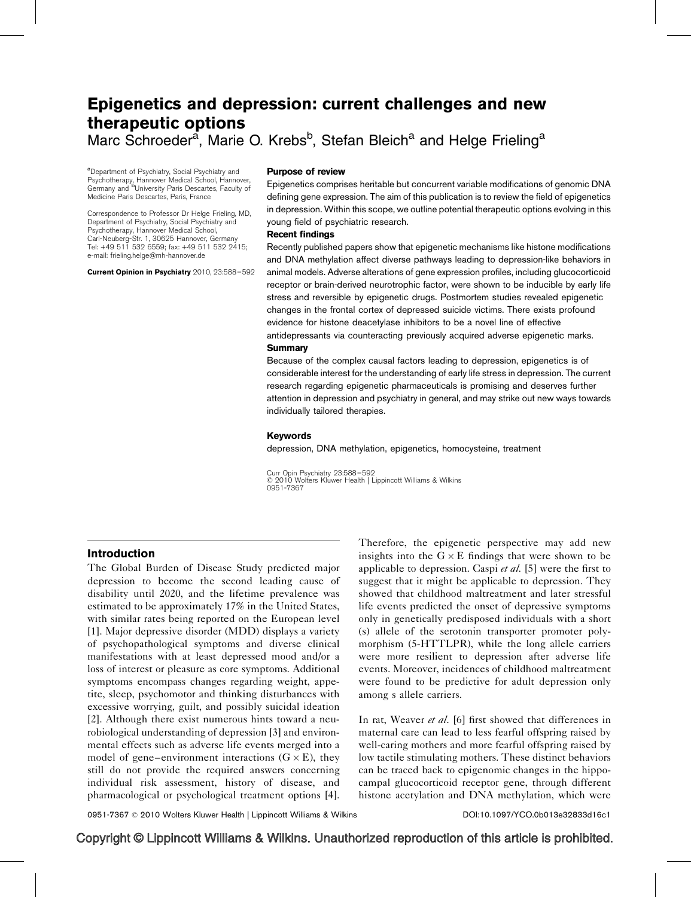# Epigenetics and depression: current challenges and new therapeutic options

Marc Schroeder[a], Marie O. Krebs[b], Stefan Bleich[a] and Helge Frieling[a]

[a]Department of Psychiatry, Social Psychiatry and Psychotherapy, Hannover Medical School, Hannover, Germany and [b]University Paris Descartes, Faculty of Medicine Paris Descartes, Paris, France

Correspondence to Professor Dr Helge Frieling, MD, Department of Psychiatry, Social Psychiatry and Psychotherapy, Hannover Medical School, Carl-Neuberg-Str. 1, 30625 Hannover, Germany
Tel: +49 511 532 6559; fax: +49 511 532 2415; e-mail: frieling.helge@mh-hannover.de

**Current Opinion in Psychiatry** 2010, 23:588–592

### Purpose of review

Epigenetics comprises heritable but concurrent variable modifications of genomic DNA defining gene expression. The aim of this publication is to review the field of epigenetics in depression. Within this scope, we outline potential therapeutic options evolving in this young field of psychiatric research.

### Recent findings

Recently published papers show that epigenetic mechanisms like histone modifications and DNA methylation affect diverse pathways leading to depression-like behaviors in animal models. Adverse alterations of gene expression profiles, including glucocorticoid receptor or brain-derived neurotrophic factor, were shown to be inducible by early life stress and reversible by epigenetic drugs. Postmortem studies revealed epigenetic changes in the frontal cortex of depressed suicide victims. There exists profound evidence for histone deacetylase inhibitors to be a novel line of effective antidepressants via counteracting previously acquired adverse epigenetic marks.

### Summary

Because of the complex causal factors leading to depression, epigenetics is of considerable interest for the understanding of early life stress in depression. The current research regarding epigenetic pharmaceuticals is promising and deserves further attention in depression and psychiatry in general, and may strike out new ways towards individually tailored therapies.

### Keywords

depression, DNA methylation, epigenetics, homocysteine, treatment

## Introduction

The Global Burden of Disease Study predicted major depression to become the second leading cause of disability until 2020, and the lifetime prevalence was estimated to be approximately 17% in the United States, with similar rates being reported on the European level [1]. Major depressive disorder (MDD) displays a variety of psychopathological symptoms and diverse clinical manifestations with at least depressed mood and/or a loss of interest or pleasure as core symptoms. Additional symptoms encompass changes regarding weight, appetite, sleep, psychomotor and thinking disturbances with excessive worrying, guilt, and possibly suicidal ideation [2]. Although there exist numerous hints toward a neurobiological understanding of depression [3] and environmental effects such as adverse life events merged into a model of gene–environment interactions ($G \times E$), they still do not provide the required answers concerning individual risk assessment, history of disease, and pharmacological or psychological treatment options [4]. Therefore, the epigenetic perspective may add new insights into the $G \times E$ findings that were shown to be applicable to depression. Caspi *et al.* [5] were the first to suggest that it might be applicable to depression. They showed that childhood maltreatment and later stressful life events predicted the onset of depressive symptoms only in genetically predisposed individuals with a short (s) allele of the serotonin transporter promoter polymorphism (5-HTTLPR), while the long allele carriers were more resilient to depression after adverse life events. Moreover, incidences of childhood maltreatment were found to be predictive for adult depression only among s allele carriers.

In rat, Weaver *et al.* [6] first showed that differences in maternal care can lead to less fearful offspring raised by well-caring mothers and more fearful offspring raised by low tactile stimulating mothers. These distinct behaviors can be traced back to epigenomic changes in the hippocampal glucocorticoid receptor gene, through different histone acetylation and DNA methylation, which were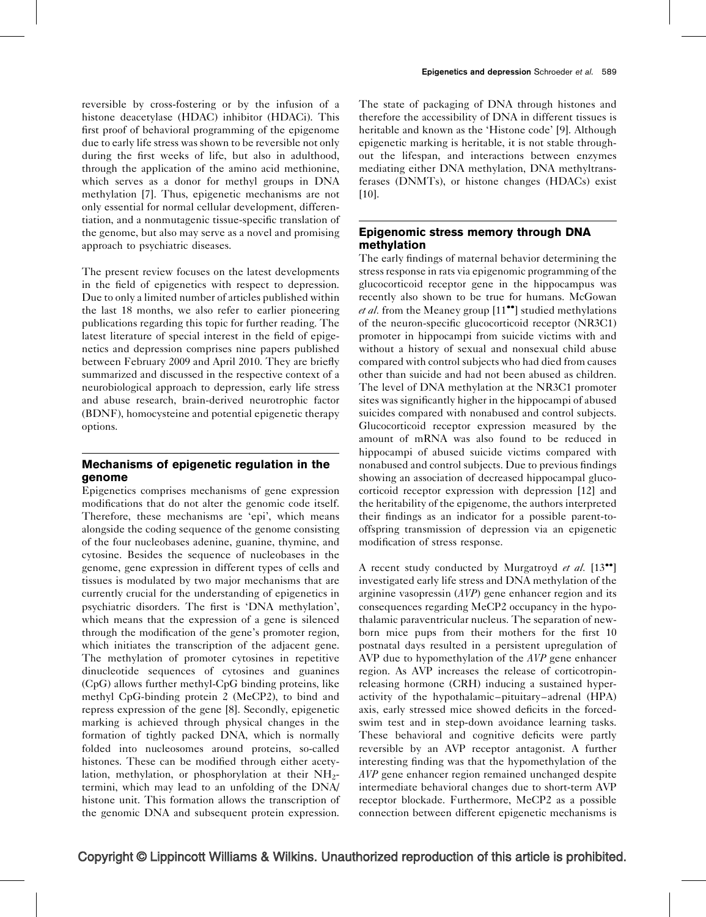reversible by cross-fostering or by the infusion of a histone deacetylase (HDAC) inhibitor (HDACi). This first proof of behavioral programming of the epigenome due to early life stress was shown to be reversible not only during the first weeks of life, but also in adulthood, through the application of the amino acid methionine, which serves as a donor for methyl groups in DNA methylation [7]. Thus, epigenetic mechanisms are not only essential for normal cellular development, differentiation, and a nonmutagenic tissue-specific translation of the genome, but also may serve as a novel and promising approach to psychiatric diseases.

The present review focuses on the latest developments in the field of epigenetics with respect to depression. Due to only a limited number of articles published within the last 18 months, we also refer to earlier pioneering publications regarding this topic for further reading. The latest literature of special interest in the field of epigenetics and depression comprises nine papers published between February 2009 and April 2010. They are briefly summarized and discussed in the respective context of a neurobiological approach to depression, early life stress and abuse research, brain-derived neurotrophic factor (BDNF), homocysteine and potential epigenetic therapy options.

## Mechanisms of epigenetic regulation in the genome

Epigenetics comprises mechanisms of gene expression modifications that do not alter the genomic code itself. Therefore, these mechanisms are 'epi', which means alongside the coding sequence of the genome consisting of the four nucleobases adenine, guanine, thymine, and cytosine. Besides the sequence of nucleobases in the genome, gene expression in different types of cells and tissues is modulated by two major mechanisms that are currently crucial for the understanding of epigenetics in psychiatric disorders. The first is 'DNA methylation', which means that the expression of a gene is silenced through the modification of the gene's promoter region, which initiates the transcription of the adjacent gene. The methylation of promoter cytosines in repetitive dinucleotide sequences of cytosines and guanines (CpG) allows further methyl-CpG binding proteins, like methyl CpG-binding protein 2 (MeCP2), to bind and repress expression of the gene [8]. Secondly, epigenetic marking is achieved through physical changes in the formation of tightly packed DNA, which is normally folded into nucleosomes around proteins, so-called histones. These can be modified through either acetylation, methylation, or phosphorylation at their $NH_2$-termini, which may lead to an unfolding of the DNA/histone unit. This formation allows the transcription of the genomic DNA and subsequent protein expression.

The state of packaging of DNA through histones and therefore the accessibility of DNA in different tissues is heritable and known as the 'Histone code' [9]. Although epigenetic marking is heritable, it is not stable throughout the lifespan, and interactions between enzymes mediating either DNA methylation, DNA methyltransferases (DNMTs), or histone changes (HDACs) exist [10].

## Epigenomic stress memory through DNA methylation

The early findings of maternal behavior determining the stress response in rats via epigenomic programming of the glucocorticoid receptor gene in the hippocampus was recently also shown to be true for humans. McGowan *et al.* from the Meaney group [11••] studied methylations of the neuron-specific glucocorticoid receptor (NR3C1) promoter in hippocampi from suicide victims with and without a history of sexual and nonsexual child abuse compared with control subjects who had died from causes other than suicide and had not been abused as children. The level of DNA methylation at the NR3C1 promoter sites was significantly higher in the hippocampi of abused suicides compared with nonabused and control subjects. Glucocorticoid receptor expression measured by the amount of mRNA was also found to be reduced in hippocampi of abused suicide victims compared with nonabused and control subjects. Due to previous findings showing an association of decreased hippocampal glucocorticoid receptor expression with depression [12] and the heritability of the epigenome, the authors interpreted their findings as an indicator for a possible parent-to-offspring transmission of depression via an epigenetic modification of stress response.

A recent study conducted by Murgatroyd *et al.* [13••] investigated early life stress and DNA methylation of the arginine vasopressin (*AVP*) gene enhancer region and its consequences regarding MeCP2 occupancy in the hypothalamic paraventricular nucleus. The separation of newborn mice pups from their mothers for the first 10 postnatal days resulted in a persistent upregulation of AVP due to hypomethylation of the *AVP* gene enhancer region. As AVP increases the release of corticotropin-releasing hormone (CRH) inducing a sustained hyperactivity of the hypothalamic–pituitary–adrenal (HPA) axis, early stressed mice showed deficits in the forced-swim test and in step-down avoidance learning tasks. These behavioral and cognitive deficits were partly reversible by an AVP receptor antagonist. A further interesting finding was that the hypomethylation of the *AVP* gene enhancer region remained unchanged despite intermediate behavioral changes due to short-term AVP receptor blockade. Furthermore, MeCP2 as a possible connection between different epigenetic mechanisms is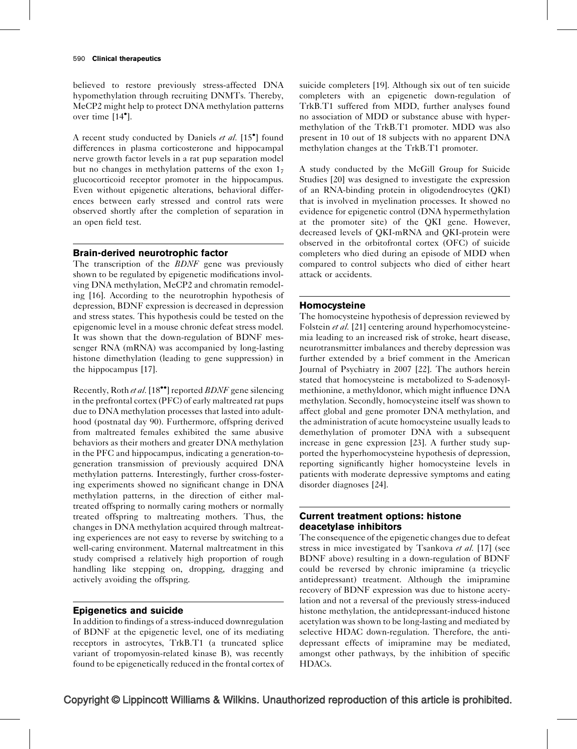believed to restore previously stress-affected DNA hypomethylation through recruiting DNMTs. Thereby, MeCP2 might help to protect DNA methylation patterns over time [14•].

A recent study conducted by Daniels *et al.* [15•] found differences in plasma corticosterone and hippocampal nerve growth factor levels in a rat pup separation model but no changes in methylation patterns of the exon $1_7$ glucocorticoid receptor promoter in the hippocampus. Even without epigenetic alterations, behavioral differences between early stressed and control rats were observed shortly after the completion of separation in an open field test.

## Brain-derived neurotrophic factor

The transcription of the *BDNF* gene was previously shown to be regulated by epigenetic modifications involving DNA methylation, MeCP2 and chromatin remodeling [16]. According to the neurotrophin hypothesis of depression, BDNF expression is decreased in depression and stress states. This hypothesis could be tested on the epigenomic level in a mouse chronic defeat stress model. It was shown that the down-regulation of BDNF messenger RNA (mRNA) was accompanied by long-lasting histone dimethylation (leading to gene suppression) in the hippocampus [17].

Recently, Roth *et al.* [18••] reported *BDNF* gene silencing in the prefrontal cortex (PFC) of early maltreated rat pups due to DNA methylation processes that lasted into adulthood (postnatal day 90). Furthermore, offspring derived from maltreated females exhibited the same abusive behaviors as their mothers and greater DNA methylation in the PFC and hippocampus, indicating a generation-to-generation transmission of previously acquired DNA methylation patterns. Interestingly, further cross-fostering experiments showed no significant change in DNA methylation patterns, in the direction of either maltreated offspring to normally caring mothers or normally treated offspring to maltreating mothers. Thus, the changes in DNA methylation acquired through maltreating experiences are not easy to reverse by switching to a well-caring environment. Maternal maltreatment in this study comprised a relatively high proportion of rough handling like stepping on, dropping, dragging and actively avoiding the offspring.

## Epigenetics and suicide

In addition to findings of a stress-induced downregulation of BDNF at the epigenetic level, one of its mediating receptors in astrocytes, TrkB.T1 (a truncated splice variant of tropomyosin-related kinase B), was recently found to be epigenetically reduced in the frontal cortex of suicide completers [19]. Although six out of ten suicide completers with an epigenetic down-regulation of TrkB.T1 suffered from MDD, further analyses found no association of MDD or substance abuse with hypermethylation of the TrkB.T1 promoter. MDD was also present in 10 out of 18 subjects with no apparent DNA methylation changes at the TrkB.T1 promoter.

A study conducted by the McGill Group for Suicide Studies [20] was designed to investigate the expression of an RNA-binding protein in oligodendrocytes (QKI) that is involved in myelination processes. It showed no evidence for epigenetic control (DNA hypermethylation at the promoter site) of the QKI gene. However, decreased levels of QKI-mRNA and QKI-protein were observed in the orbitofrontal cortex (OFC) of suicide completers who died during an episode of MDD when compared to control subjects who died of either heart attack or accidents.

## Homocysteine

The homocysteine hypothesis of depression reviewed by Folstein *et al.* [21] centering around hyperhomocysteinemia leading to an increased risk of stroke, heart disease, neurotransmitter imbalances and thereby depression was further extended by a brief comment in the American Journal of Psychiatry in 2007 [22]. The authors herein stated that homocysteine is metabolized to S-adenosylmethionine, a methyldonor, which might influence DNA methylation. Secondly, homocysteine itself was shown to affect global and gene promoter DNA methylation, and the administration of acute homocysteine usually leads to demethylation of promoter DNA with a subsequent increase in gene expression [23]. A further study supported the hyperhomocysteine hypothesis of depression, reporting significantly higher homocysteine levels in patients with moderate depressive symptoms and eating disorder diagnoses [24].

## Current treatment options: histone deacetylase inhibitors

The consequence of the epigenetic changes due to defeat stress in mice investigated by Tsankova *et al.* [17] (see BDNF above) resulting in a down-regulation of BDNF could be reversed by chronic imipramine (a tricyclic antidepressant) treatment. Although the imipramine recovery of BDNF expression was due to histone acetylation and not a reversal of the previously stress-induced histone methylation, the antidepressant-induced histone acetylation was shown to be long-lasting and mediated by selective HDAC down-regulation. Therefore, the antidepressant effects of imipramine may be mediated, amongst other pathways, by the inhibition of specific HDACs.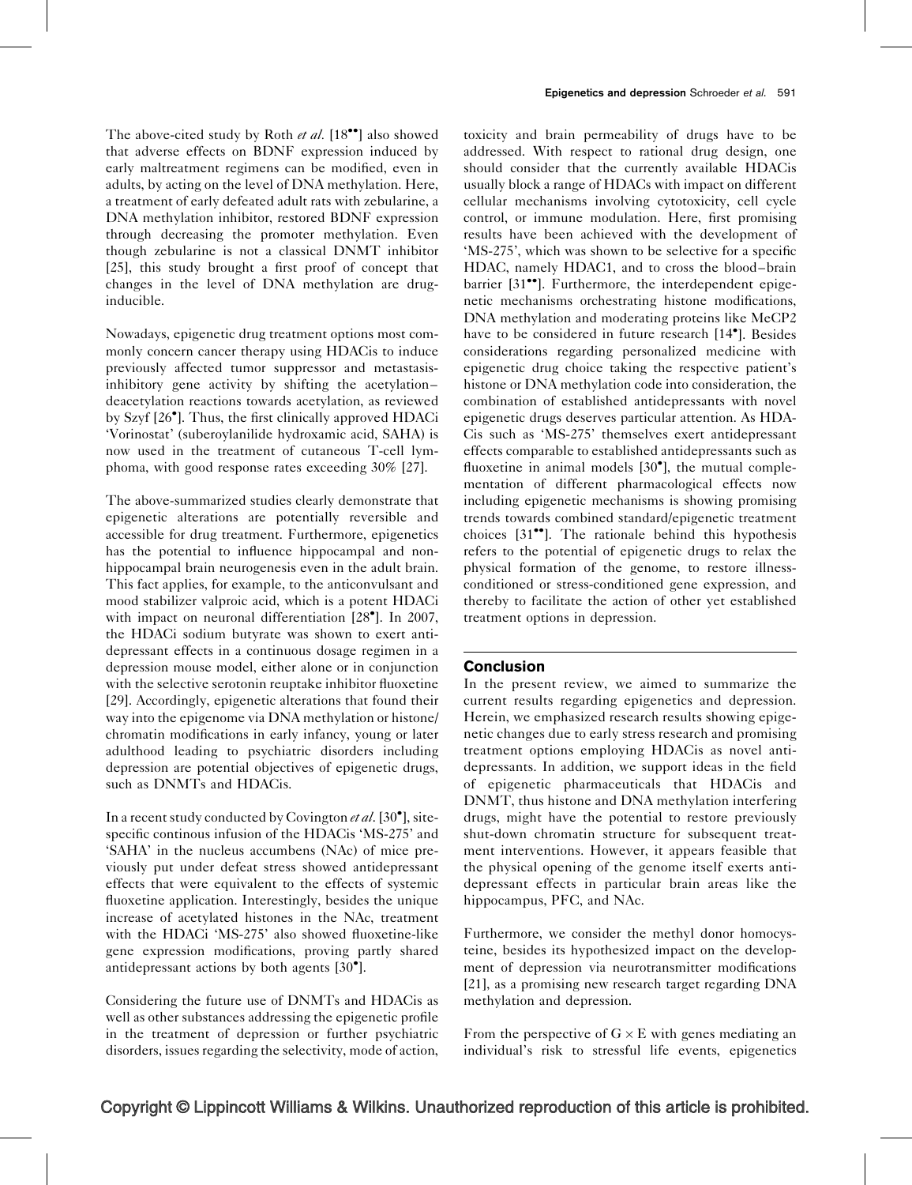The above-cited study by Roth *et al.* [18••] also showed that adverse effects on BDNF expression induced by early maltreatment regimens can be modified, even in adults, by acting on the level of DNA methylation. Here, a treatment of early defeated adult rats with zebularine, a DNA methylation inhibitor, restored BDNF expression through decreasing the promoter methylation. Even though zebularine is not a classical DNMT inhibitor [25], this study brought a first proof of concept that changes in the level of DNA methylation are drug-inducible.

Nowadays, epigenetic drug treatment options most commonly concern cancer therapy using HDACis to induce previously affected tumor suppressor and metastasis-inhibitory gene activity by shifting the acetylation–deacetylation reactions towards acetylation, as reviewed by Szyf [26•]. Thus, the first clinically approved HDACi 'Vorinostat' (suberoylanilide hydroxamic acid, SAHA) is now used in the treatment of cutaneous T-cell lymphoma, with good response rates exceeding 30% [27].

The above-summarized studies clearly demonstrate that epigenetic alterations are potentially reversible and accessible for drug treatment. Furthermore, epigenetics has the potential to influence hippocampal and non-hippocampal brain neurogenesis even in the adult brain. This fact applies, for example, to the anticonvulsant and mood stabilizer valproic acid, which is a potent HDACi with impact on neuronal differentiation [28•]. In 2007, the HDACi sodium butyrate was shown to exert antidepressant effects in a continuous dosage regimen in a depression mouse model, either alone or in conjunction with the selective serotonin reuptake inhibitor fluoxetine [29]. Accordingly, epigenetic alterations that found their way into the epigenome via DNA methylation or histone/chromatin modifications in early infancy, young or later adulthood leading to psychiatric disorders including depression are potential objectives of epigenetic drugs, such as DNMTs and HDACis.

In a recent study conducted by Covington *et al.* [30•], site-specific continous infusion of the HDACis 'MS-275' and 'SAHA' in the nucleus accumbens (NAc) of mice previously put under defeat stress showed antidepressant effects that were equivalent to the effects of systemic fluoxetine application. Interestingly, besides the unique increase of acetylated histones in the NAc, treatment with the HDACi 'MS-275' also showed fluoxetine-like gene expression modifications, proving partly shared antidepressant actions by both agents [30•].

Considering the future use of DNMTs and HDACis as well as other substances addressing the epigenetic profile in the treatment of depression or further psychiatric disorders, issues regarding the selectivity, mode of action, toxicity and brain permeability of drugs have to be addressed. With respect to rational drug design, one should consider that the currently available HDACis usually block a range of HDACs with impact on different cellular mechanisms involving cytotoxicity, cell cycle control, or immune modulation. Here, first promising results have been achieved with the development of 'MS-275', which was shown to be selective for a specific HDAC, namely HDAC1, and to cross the blood–brain barrier [31••]. Furthermore, the interdependent epigenetic mechanisms orchestrating histone modifications, DNA methylation and moderating proteins like MeCP2 have to be considered in future research [14•]. Besides considerations regarding personalized medicine with epigenetic drug choice taking the respective patient's histone or DNA methylation code into consideration, the combination of established antidepressants with novel epigenetic drugs deserves particular attention. As HDACis such as 'MS-275' themselves exert antidepressant effects comparable to established antidepressants such as fluoxetine in animal models [30•], the mutual complementation of different pharmacological effects now including epigenetic mechanisms is showing promising trends towards combined standard/epigenetic treatment choices [31••]. The rationale behind this hypothesis refers to the potential of epigenetic drugs to relax the physical formation of the genome, to restore illness-conditioned or stress-conditioned gene expression, and thereby to facilitate the action of other yet established treatment options in depression.

## Conclusion

In the present review, we aimed to summarize the current results regarding epigenetics and depression. Herein, we emphasized research results showing epigenetic changes due to early stress research and promising treatment options employing HDACis as novel antidepressants. In addition, we support ideas in the field of epigenetic pharmaceuticals that HDACis and DNMT, thus histone and DNA methylation interfering drugs, might have the potential to restore previously shut-down chromatin structure for subsequent treatment interventions. However, it appears feasible that the physical opening of the genome itself exerts antidepressant effects in particular brain areas like the hippocampus, PFC, and NAc.

Furthermore, we consider the methyl donor homocysteine, besides its hypothesized impact on the development of depression via neurotransmitter modifications [21], as a promising new research target regarding DNA methylation and depression.

From the perspective of $G \times E$ with genes mediating an individual's risk to stressful life events, epigenetics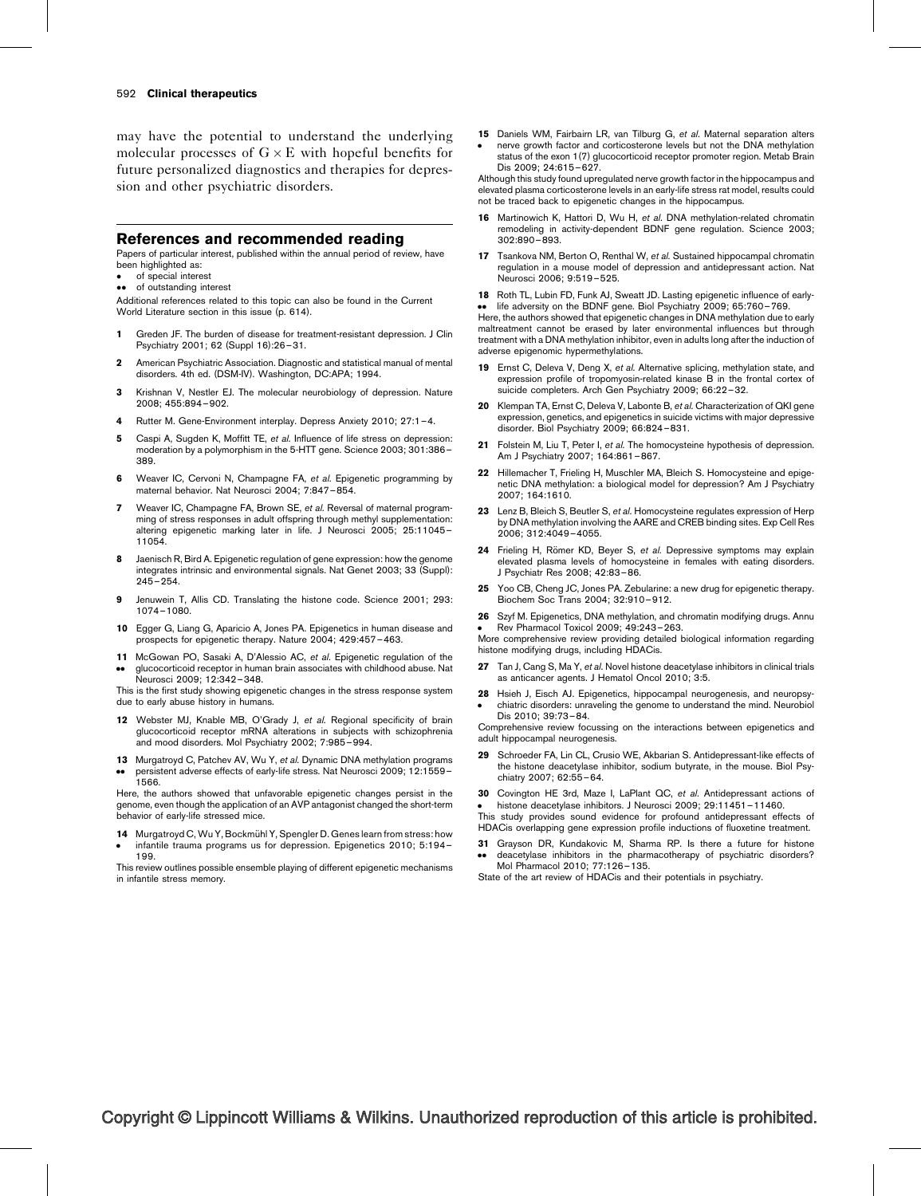may have the potential to understand the underlying molecular processes of $G \times E$ with hopeful benefits for future personalized diagnostics and therapies for depression and other psychiatric disorders.

## References and recommended reading

Papers of particular interest, published within the annual period of review, have been highlighted as:

- of special interest

•• of outstanding interest

Additional references related to this topic can also be found in the Current World Literature section in this issue (p. 614).

1 Greden JF. The burden of disease for treatment-resistant depression. J Clin Psychiatry 2001; 62 (Suppl 16):26–31.

2 American Psychiatric Association. Diagnostic and statistical manual of mental disorders. 4th ed. (DSM-IV). Washington, DC:APA; 1994.

3 Krishnan V, Nestler EJ. The molecular neurobiology of depression. Nature 2008; 455:894–902.

4 Rutter M. Gene-Environment interplay. Depress Anxiety 2010; 27:1–4.

5 Caspi A, Sugden K, Moffitt TE, *et al.* Influence of life stress on depression: moderation by a polymorphism in the 5-HTT gene. Science 2003; 301:386–389.

6 Weaver IC, Cervoni N, Champagne FA, *et al.* Epigenetic programming by maternal behavior. Nat Neurosci 2004; 7:847–854.

7 Weaver IC, Champagne FA, Brown SE, *et al.* Reversal of maternal programming of stress responses in adult offspring through methyl supplementation: altering epigenetic marking later in life. J Neurosci 2005; 25:11045–11054.

8 Jaenisch R, Bird A. Epigenetic regulation of gene expression: how the genome integrates intrinsic and environmental signals. Nat Genet 2003; 33 (Suppl): 245–254.

9 Jenuwein T, Allis CD. Translating the histone code. Science 2001; 293: 1074–1080.

10 Egger G, Liang G, Aparicio A, Jones PA. Epigenetics in human disease and prospects for epigenetic therapy. Nature 2004; 429:457–463.

11 •• McGowan PO, Sasaki A, D'Alessio AC, *et al.* Epigenetic regulation of the glucocorticoid receptor in human brain associates with childhood abuse. Nat Neurosci 2009; 12:342–348.

This is the first study showing epigenetic changes in the stress response system due to early abuse history in humans.

12 Webster MJ, Knable MB, O'Grady J, *et al.* Regional specificity of brain glucocorticoid receptor mRNA alterations in subjects with schizophrenia and mood disorders. Mol Psychiatry 2002; 7:985–994.

13 •• Murgatroyd C, Patchev AV, Wu Y, *et al.* Dynamic DNA methylation programs persistent adverse effects of early-life stress. Nat Neurosci 2009; 12:1559–1566.

Here, the authors showed that unfavorable epigenetic changes persist in the genome, even though the application of an AVP antagonist changed the short-term behavior of early-life stressed mice.

14 • Murgatroyd C, Wu Y, Bockmühl Y, Spengler D. Genes learn from stress: how infantile trauma programs us for depression. Epigenetics 2010; 5:194–199.

This review outlines possible ensemble playing of different epigenetic mechanisms in infantile stress memory.

15 • Daniels WM, Fairbairn LR, van Tilburg G, *et al.* Maternal separation alters nerve growth factor and corticosterone levels but not the DNA methylation status of the exon 1(7) glucocorticoid receptor promoter region. Metab Brain Dis 2009; 24:615–627.

Although this study found upregulated nerve growth factor in the hippocampus and elevated plasma corticosterone levels in an early-life stress rat model, results could not be traced back to epigenetic changes in the hippocampus.

16 Martinowich K, Hattori D, Wu H, *et al.* DNA methylation-related chromatin remodeling in activity-dependent BDNF gene regulation. Science 2003; 302:890–893.

17 Tsankova NM, Berton O, Renthal W, *et al.* Sustained hippocampal chromatin regulation in a mouse model of depression and antidepressant action. Nat Neurosci 2006; 9:519–525.

18 •• Roth TL, Lubin FD, Funk AJ, Sweatt JD. Lasting epigenetic influence of early-life adversity on the BDNF gene. Biol Psychiatry 2009; 65:760–769.

Here, the authors showed that epigenetic changes in DNA methylation due to early maltreatment cannot be erased by later environmental influences but through treatment with a DNA methylation inhibitor, even in adults long after the induction of adverse epigenomic hypermethylations.

19 Ernst C, Deleva V, Deng X, *et al.* Alternative splicing, methylation state, and expression profile of tropomyosin-related kinase B in the frontal cortex of suicide completers. Arch Gen Psychiatry 2009; 66:22–32.

20 Klempan TA, Ernst C, Deleva V, Labonte B, *et al.* Characterization of QKI gene expression, genetics, and epigenetics in suicide victims with major depressive disorder. Biol Psychiatry 2009; 66:824–831.

21 Folstein M, Liu T, Peter I, *et al.* The homocysteine hypothesis of depression. Am J Psychiatry 2007; 164:861–867.

22 Hillemacher T, Frieling H, Muschler MA, Bleich S. Homocysteine and epigenetic DNA methylation: a biological model for depression? Am J Psychiatry 2007; 164:1610.

23 Lenz B, Bleich S, Beutler S, *et al.* Homocysteine regulates expression of Herp by DNA methylation involving the AARE and CREB binding sites. Exp Cell Res 2006; 312:4049–4055.

24 Frieling H, Römer KD, Beyer S, *et al.* Depressive symptoms may explain elevated plasma levels of homocysteine in females with eating disorders. J Psychiatr Res 2008; 42:83–86.

25 Yoo CB, Cheng JC, Jones PA. Zebularine: a new drug for epigenetic therapy. Biochem Soc Trans 2004; 32:910–912.

26 • Szyf M. Epigenetics, DNA methylation, and chromatin modifying drugs. Annu Rev Pharmacol Toxicol 2009; 49:243–263.

More comprehensive review providing detailed biological information regarding histone modifying drugs, including HDACis.

27 Tan J, Cang S, Ma Y, *et al.* Novel histone deacetylase inhibitors in clinical trials as anticancer agents. J Hematol Oncol 2010; 3:5.

28 • Hsieh J, Eisch AJ. Epigenetics, hippocampal neurogenesis, and neuropsychiatric disorders: unraveling the genome to understand the mind. Neurobiol Dis 2010; 39:73–84.

Comprehensive review focussing on the interactions between epigenetics and adult hippocampal neurogenesis.

29 Schroeder FA, Lin CL, Crusio WE, Akbarian S. Antidepressant-like effects of the histone deacetylase inhibitor, sodium butyrate, in the mouse. Biol Psychiatry 2007; 62:55–64.

30 • Covington HE 3rd, Maze I, LaPlant QC, *et al.* Antidepressant actions of histone deacetylase inhibitors. J Neurosci 2009; 29:11451–11460.

This study provides sound evidence for profound antidepressant effects of HDACis overlapping gene expression profile inductions of fluoxetine treatment.

31 •• Grayson DR, Kundakovic M, Sharma RP. Is there a future for histone deacetylase inhibitors in the pharmacotherapy of psychiatric disorders? Mol Pharmacol 2010; 77:126–135.

State of the art review of HDACis and their potentials in psychiatry.